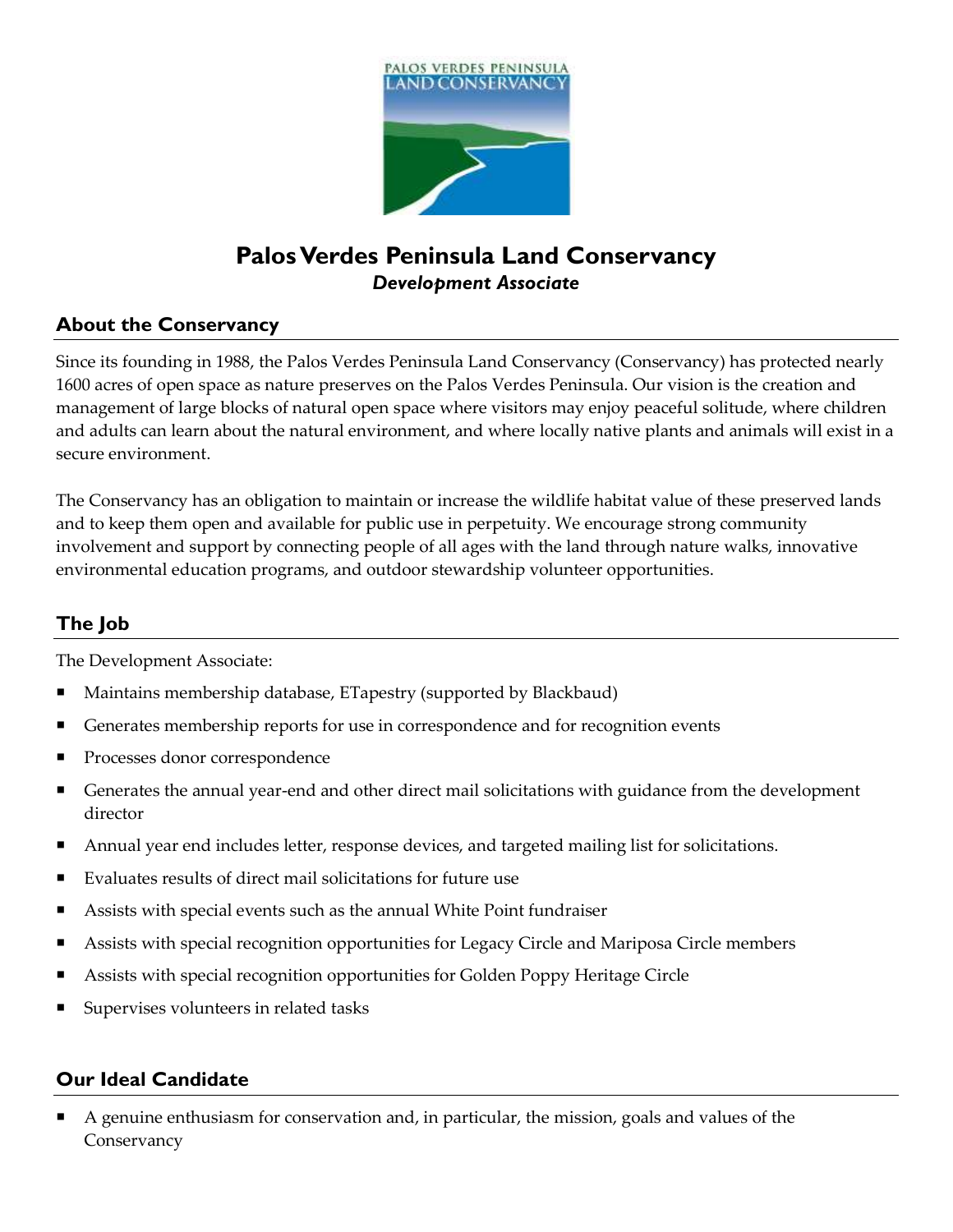# Palos Verdes Peninsula Land Conservancy

***Development Associate***

## About the Conservancy

Since its founding in 1988, the Palos Verdes Peninsula Land Conservancy (Conservancy) has protected nearly 1600 acres of open space as nature preserves on the Palos Verdes Peninsula. Our vision is the creation and management of large blocks of natural open space where visitors may enjoy peaceful solitude, where children and adults can learn about the natural environment, and where locally native plants and animals will exist in a secure environment.

The Conservancy has an obligation to maintain or increase the wildlife habitat value of these preserved lands and to keep them open and available for public use in perpetuity. We encourage strong community involvement and support by connecting people of all ages with the land through nature walks, innovative environmental education programs, and outdoor stewardship volunteer opportunities.

## The Job

The Development Associate:

- Maintains membership database, ETapestry (supported by Blackbaud)
- Generates membership reports for use in correspondence and for recognition events
- Processes donor correspondence
- Generates the annual year-end and other direct mail solicitations with guidance from the development director
- Annual year end includes letter, response devices, and targeted mailing list for solicitations.
- Evaluates results of direct mail solicitations for future use
- Assists with special events such as the annual White Point fundraiser
- Assists with special recognition opportunities for Legacy Circle and Mariposa Circle members
- Assists with special recognition opportunities for Golden Poppy Heritage Circle
- Supervises volunteers in related tasks

## Our Ideal Candidate

- A genuine enthusiasm for conservation and, in particular, the mission, goals and values of the Conservancy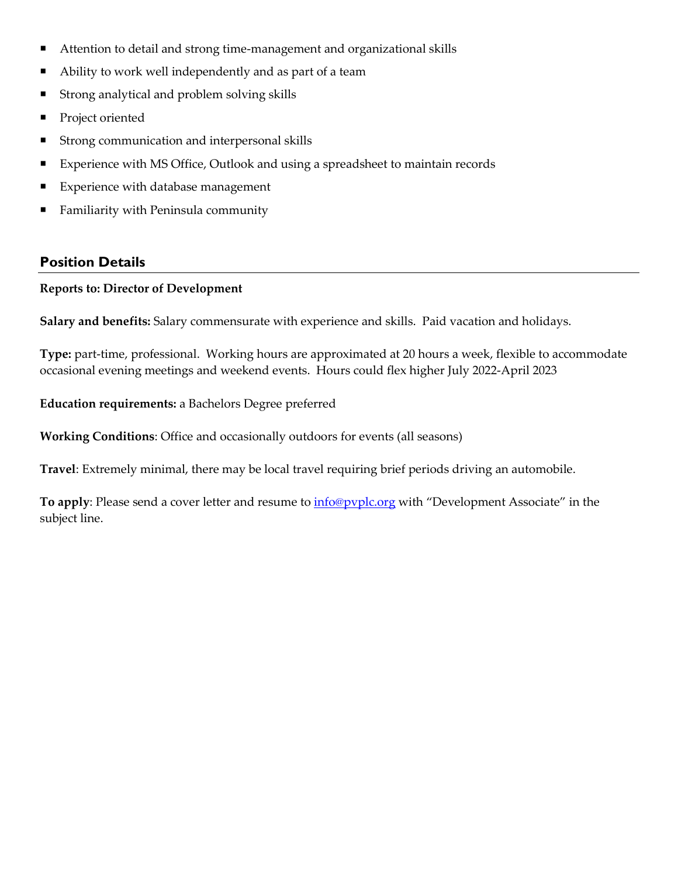- Attention to detail and strong time-management and organizational skills
- Ability to work well independently and as part of a team
- Strong analytical and problem solving skills
- Project oriented
- Strong communication and interpersonal skills
- Experience with MS Office, Outlook and using a spreadsheet to maintain records
- Experience with database management
- Familiarity with Peninsula community

## Position Details

**Reports to: Director of Development**

**Salary and benefits:** Salary commensurate with experience and skills. Paid vacation and holidays.

**Type:** part-time, professional. Working hours are approximated at 20 hours a week, flexible to accommodate occasional evening meetings and weekend events. Hours could flex higher July 2022-April 2023

**Education requirements:** a Bachelors Degree preferred

**Working Conditions**: Office and occasionally outdoors for events (all seasons)

**Travel**: Extremely minimal, there may be local travel requiring brief periods driving an automobile.

**To apply**: Please send a cover letter and resume to info@pvplc.org with "Development Associate" in the subject line.